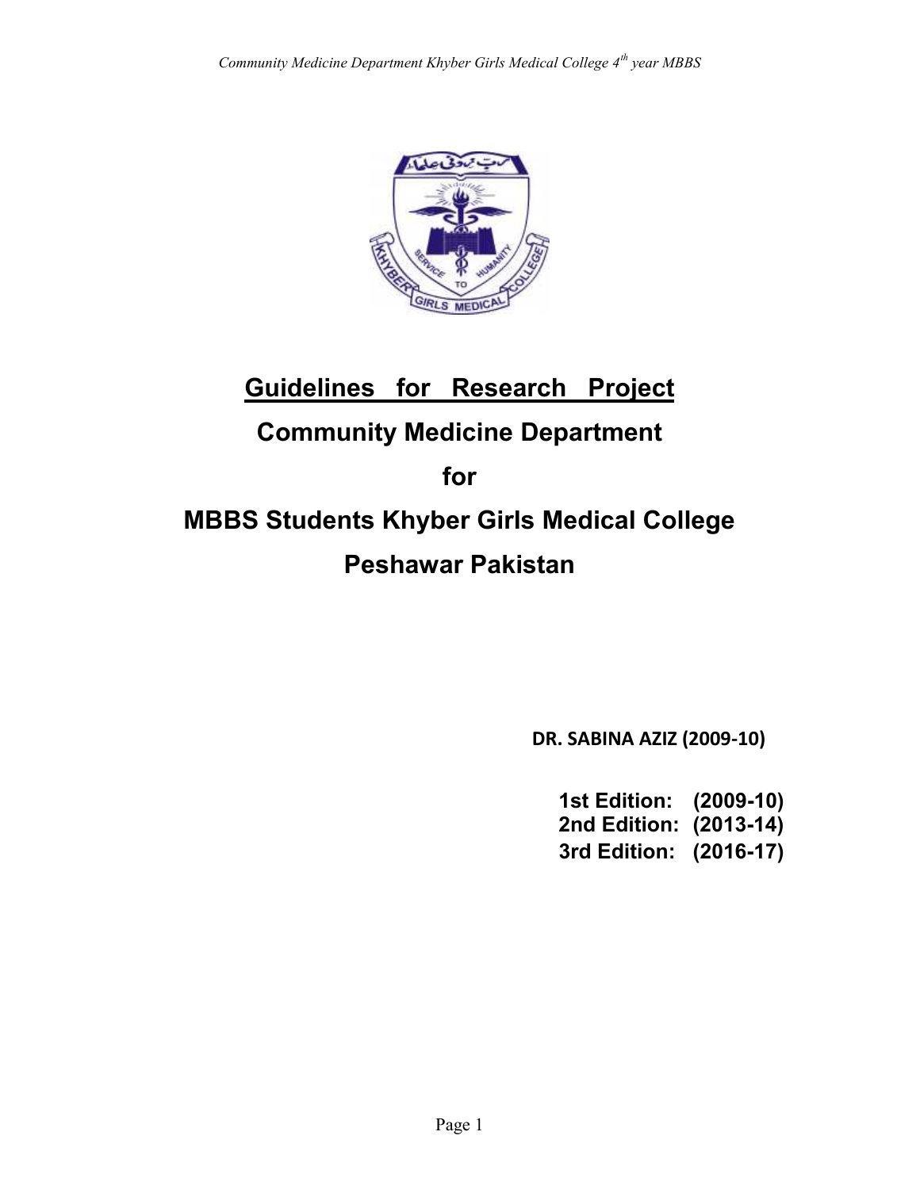# Guidelines for Research Project

## Community Medicine Department

## for

## MBBS Students Khyber Girls Medical College

## Peshawar Pakistan

**DR. SABINA AZIZ (2009-10)**

**1st Edition: (2009-10)**
**2nd Edition: (2013-14)**
**3rd Edition: (2016-17)**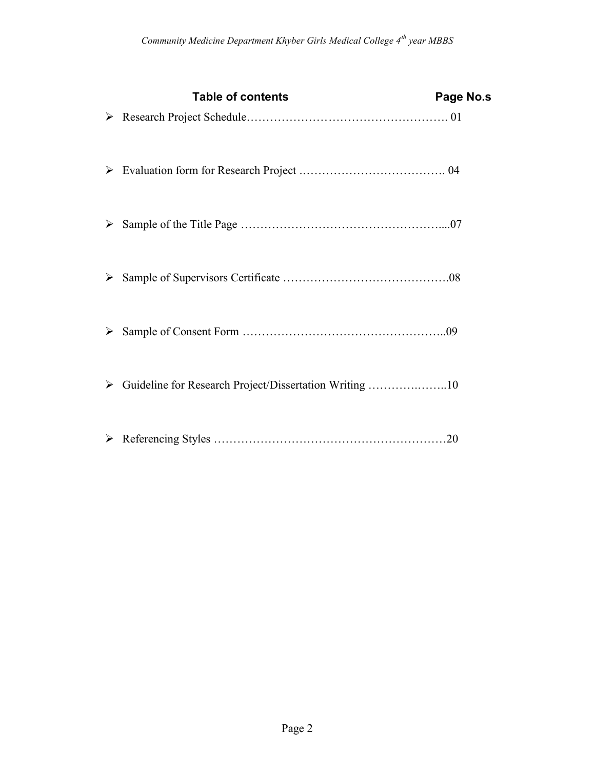| Table of contents | Page No.s |
| --- | --- |
| ➢ Research Project Schedule | 01 |
| ➢ Evaluation form for Research Project | 04 |
| ➢ Sample of the Title Page | 07 |
| ➢ Sample of Supervisors Certificate | 08 |
| ➢ Sample of Consent Form | 09 |
| ➢ Guideline for Research Project/Dissertation Writing | 10 |
| ➢ Referencing Styles | 20 |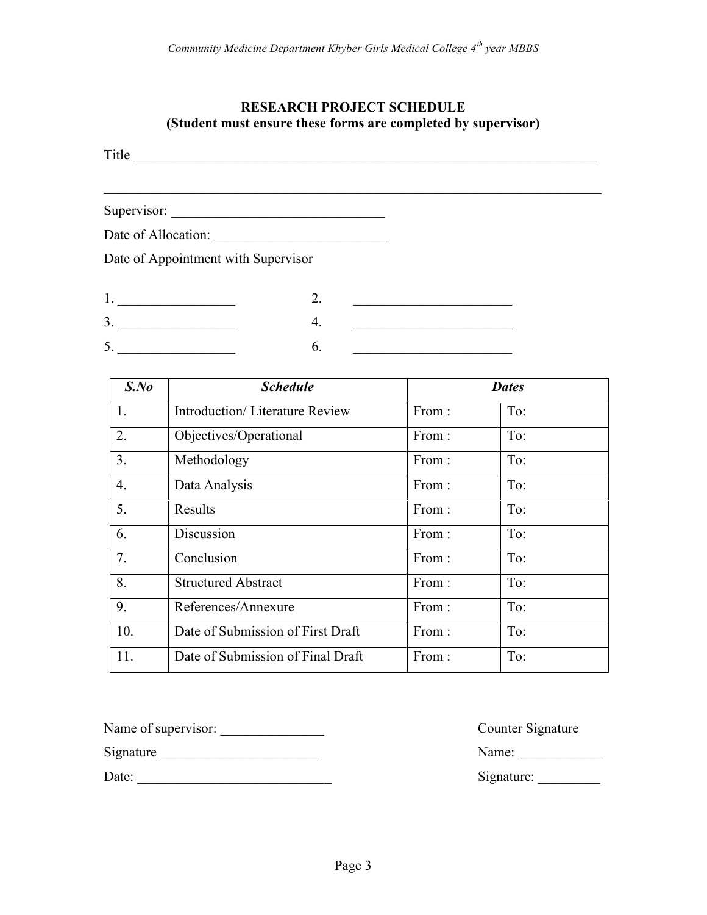## RESEARCH PROJECT SCHEDULE

**(Student must ensure these forms are completed by supervisor)**

Title ______________________________________________________________________

______________________________________________________________________________

Supervisor: _______________________________

Date of Allocation: _________________________

Date of Appointment with Supervisor

1. _________________ 2. _______________________

3. _________________ 4. _______________________

5. _________________ 6. _______________________

| *S.No* | *Schedule* | *Dates* | |
|---|---|---|---|
| 1. | Introduction/ Literature Review | From : | To: |
| 2. | Objectives/Operational | From : | To: |
| 3. | Methodology | From : | To: |
| 4. | Data Analysis | From : | To: |
| 5. | Results | From : | To: |
| 6. | Discussion | From : | To: |
| 7. | Conclusion | From : | To: |
| 8. | Structured Abstract | From : | To: |
| 9. | References/Annexure | From : | To: |
| 10. | Date of Submission of First Draft | From : | To: |
| 11. | Date of Submission of Final Draft | From : | To: |

Name of supervisor: _______________

Signature ______________________

Date: ____________________________

Counter Signature

Name: ____________

Signature: _________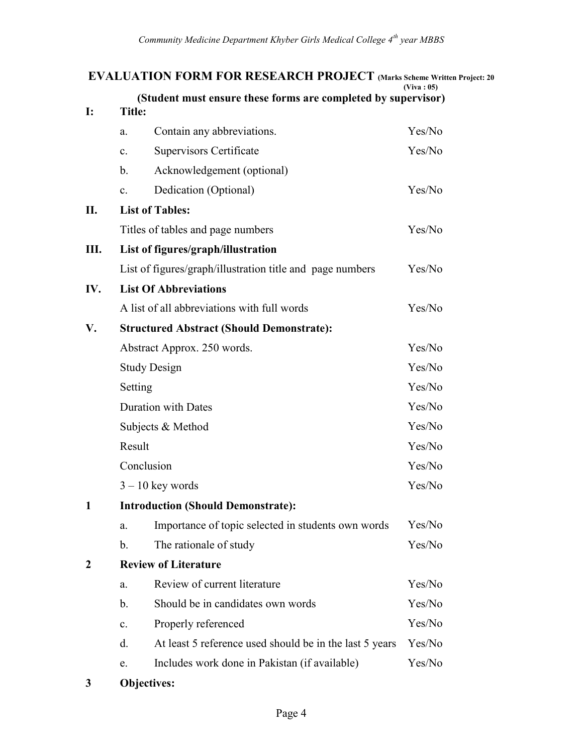# EVALUATION FORM FOR RESEARCH PROJECT (Marks Scheme Written Project: 20 (Viva : 05)

**(Student must ensure these forms are completed by supervisor)**

| | | | |
|---|---|---|---|
| **I:** | **Title:** | | |
| | a. | Contain any abbreviations. | Yes/No |
| | c. | Supervisors Certificate | Yes/No |
| | b. | Acknowledgement (optional) | |
| | c. | Dedication (Optional) | Yes/No |
| **II.** | **List of Tables:** | | |
| | Titles of tables and page numbers | | Yes/No |
| **III.** | **List of figures/graph/illustration** | | |
| | List of figures/graph/illustration title and page numbers | | Yes/No |
| **IV.** | **List Of Abbreviations** | | |
| | A list of all abbreviations with full words | | Yes/No |
| **V.** | **Structured Abstract (Should Demonstrate):** | | |
| | Abstract Approx. 250 words. | | Yes/No |
| | Study Design | | Yes/No |
| | Setting | | Yes/No |
| | Duration with Dates | | Yes/No |
| | Subjects & Method | | Yes/No |
| | Result | | Yes/No |
| | Conclusion | | Yes/No |
| | 3 – 10 key words | | Yes/No |
| **1** | **Introduction (Should Demonstrate):** | | |
| | a. | Importance of topic selected in students own words | Yes/No |
| | b. | The rationale of study | Yes/No |
| **2** | **Review of Literature** | | |
| | a. | Review of current literature | Yes/No |
| | b. | Should be in candidates own words | Yes/No |
| | c. | Properly referenced | Yes/No |
| | d. | At least 5 reference used should be in the last 5 years | Yes/No |
| | e. | Includes work done in Pakistan (if available) | Yes/No |
| **3** | **Objectives:** | | |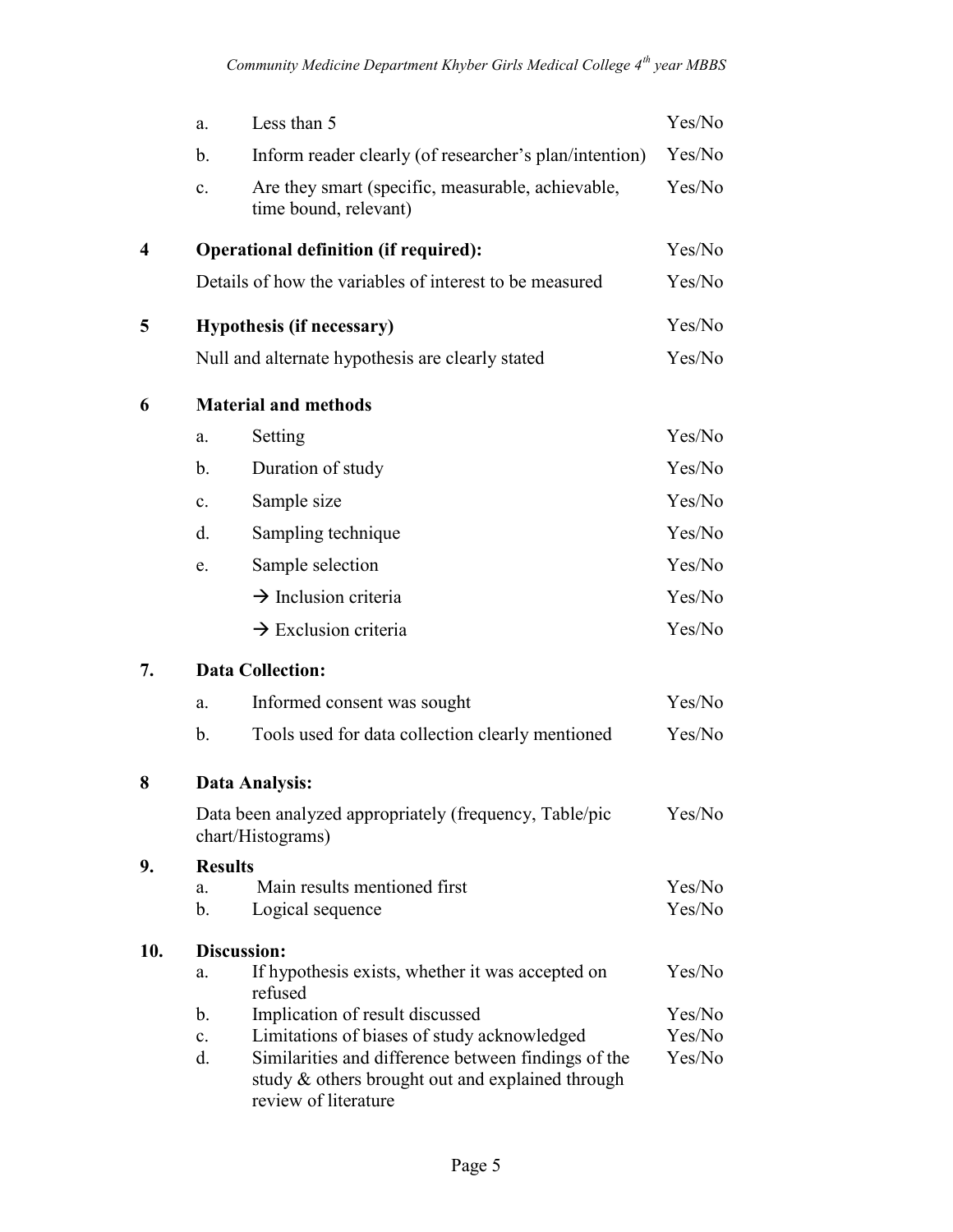| | | | |
|---|---|---|---|
| | a. | Less than 5 | Yes/No |
| | b. | Inform reader clearly (of researcher's plan/intention) | Yes/No |
| | c. | Are they smart (specific, measurable, achievable, time bound, relevant) | Yes/No |
| **4** | **Operational definition (if required):** | | Yes/No |
| | Details of how the variables of interest to be measured | | Yes/No |
| **5** | **Hypothesis (if necessary)** | | Yes/No |
| | Null and alternate hypothesis are clearly stated | | Yes/No |
| **6** | **Material and methods** | | |
| | a. | Setting | Yes/No |
| | b. | Duration of study | Yes/No |
| | c. | Sample size | Yes/No |
| | d. | Sampling technique | Yes/No |
| | e. | Sample selection | Yes/No |
| | | → Inclusion criteria | Yes/No |
| | | → Exclusion criteria | Yes/No |
| **7.** | **Data Collection:** | | |
| | a. | Informed consent was sought | Yes/No |
| | b. | Tools used for data collection clearly mentioned | Yes/No |
| **8** | **Data Analysis:** | | |
| | Data been analyzed appropriately (frequency, Table/pic chart/Histograms) | | Yes/No |
| **9.** | **Results** | | |
| | a. | Main results mentioned first | Yes/No |
| | b. | Logical sequence | Yes/No |
| **10.** | **Discussion:** | | |
| | a. | If hypothesis exists, whether it was accepted on refused | Yes/No |
| | b. | Implication of result discussed | Yes/No |
| | c. | Limitations of biases of study acknowledged | Yes/No |
| | d. | Similarities and difference between findings of the study & others brought out and explained through review of literature | Yes/No |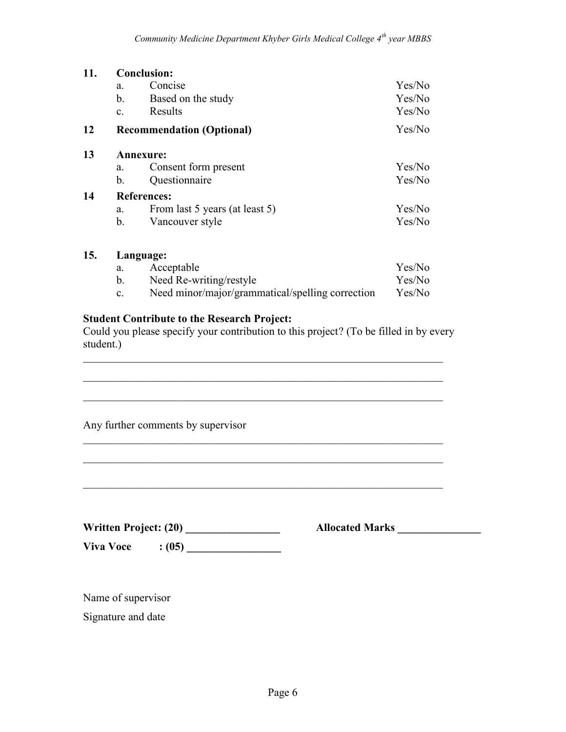**11. Conclusion:**

| | | | |
|---|---|---|---|
| | a. | Concise | Yes/No |
| | b. | Based on the study | Yes/No |
| | c. | Results | Yes/No |
| **12** | **Recommendation (Optional)** | | Yes/No |
| **13** | **Annexure:** | | |
| | a. | Consent form present | Yes/No |
| | b. | Questionnaire | Yes/No |
| **14** | **References:** | | |
| | a. | From last 5 years (at least 5) | Yes/No |
| | b. | Vancouver style | Yes/No |
| **15.** | **Language:** | | |
| | a. | Acceptable | Yes/No |
| | b. | Need Re-writing/restyle | Yes/No |
| | c. | Need minor/major/grammatical/spelling correction | Yes/No |

**Student Contribute to the Research Project:**

Could you please specify your contribution to this project? (To be filled in by every student.)

_________________________________________________________________

_________________________________________________________________

_________________________________________________________________

Any further comments by supervisor

_________________________________________________________________

_________________________________________________________________

_________________________________________________________________

**Written Project: (20)** _________________ **Allocated Marks** _______________

**Viva Voce : (05)** _________________

Name of supervisor

Signature and date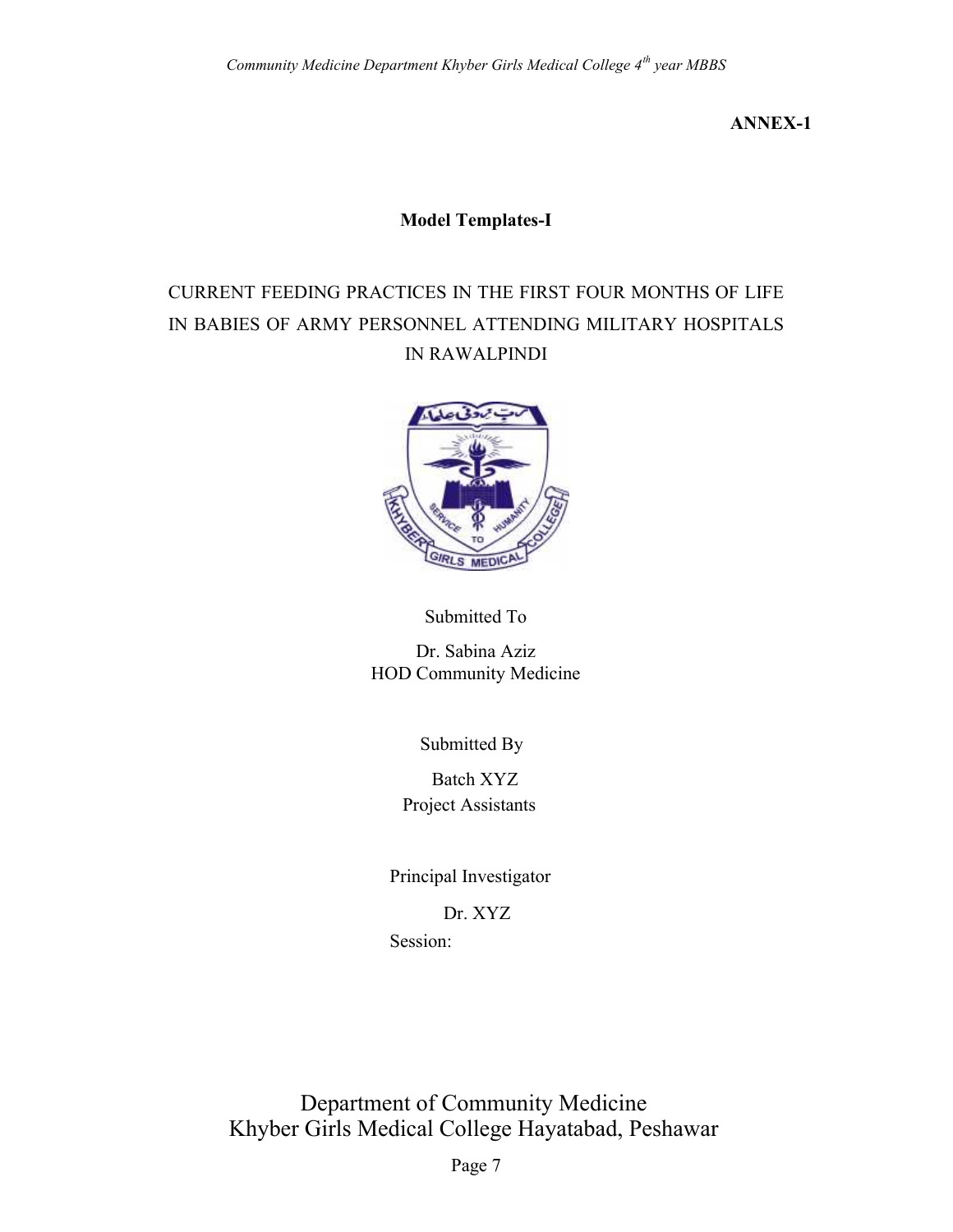**ANNEX-1**

**Model Templates-I**

CURRENT FEEDING PRACTICES IN THE FIRST FOUR MONTHS OF LIFE IN BABIES OF ARMY PERSONNEL ATTENDING MILITARY HOSPITALS IN RAWALPINDI

Submitted To

Dr. Sabina Aziz
HOD Community Medicine

Submitted By

Batch XYZ
Project Assistants

Principal Investigator

Dr. XYZ

Session:

Department of Community Medicine
Khyber Girls Medical College Hayatabad, Peshawar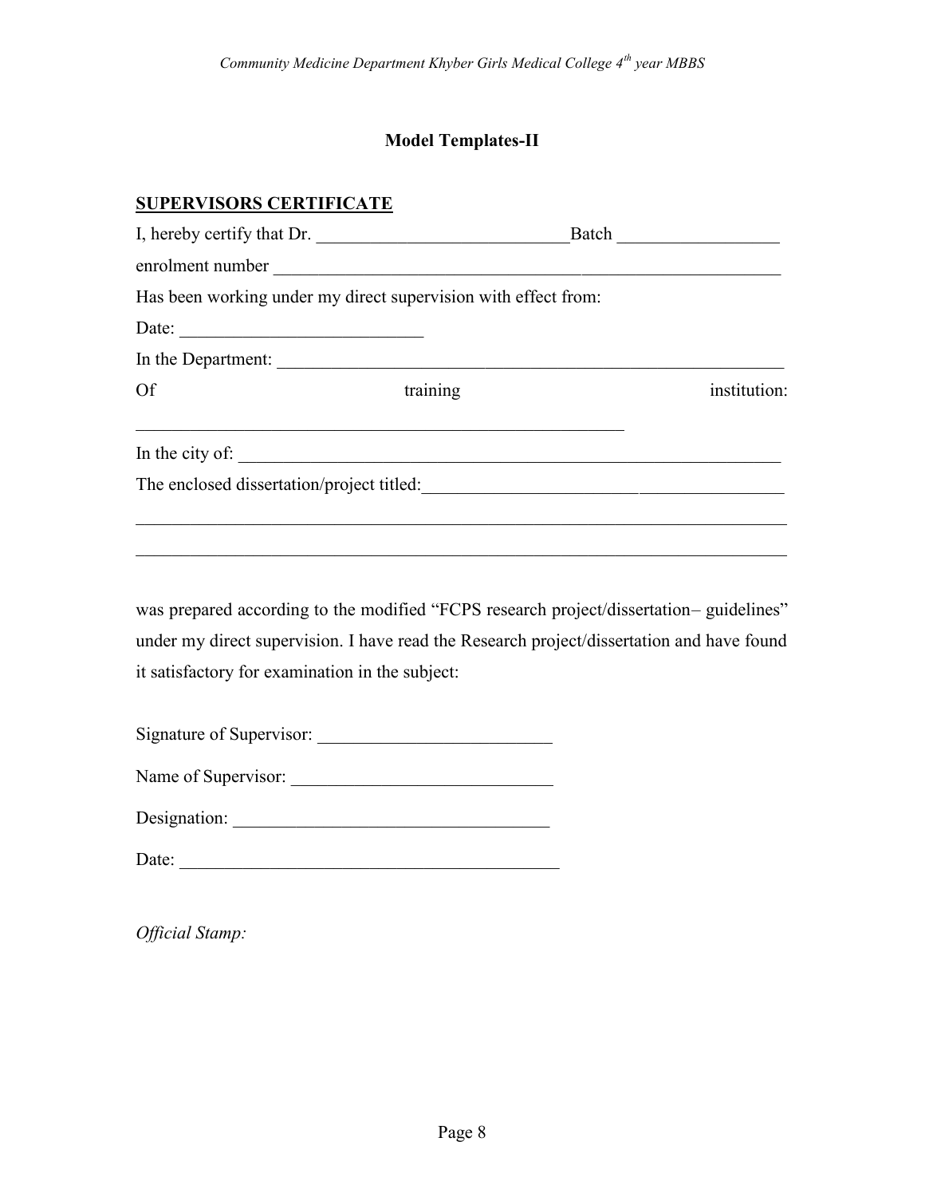## Model Templates-II

**SUPERVISORS CERTIFICATE**

I, hereby certify that Dr. ____________________________Batch __________________

enrolment number ______________________________________________________________

Has been working under my direct supervision with effect from:

Date: __________________________

In the Department: ______________________________________________________________

Of training institution:

_____________________________________________________________

In the city of: ________________________________________________________________

The enclosed dissertation/project titled:________________________________________

_________________________________________________________________________________

_________________________________________________________________________________

was prepared according to the modified "FCPS research project/dissertation– guidelines" under my direct supervision. I have read the Research project/dissertation and have found it satisfactory for examination in the subject:

Signature of Supervisor: __________________________

Name of Supervisor: _____________________________

Designation: ___________________________________

Date: __________________________________________

*Official Stamp:*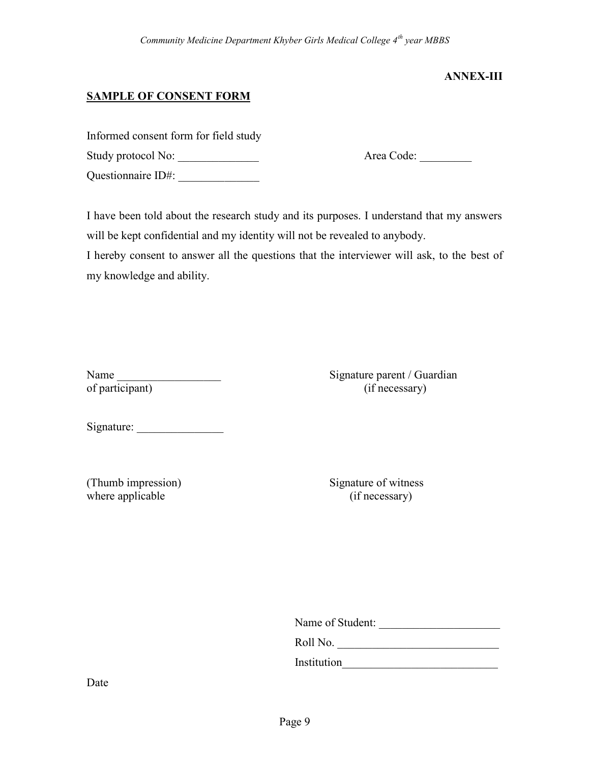**ANNEX-III**

**<u>SAMPLE OF CONSENT FORM</u>**

Informed consent form for field study

Study protocol No: ______________ Area Code: _________

Questionnaire ID#: ______________

I have been told about the research study and its purposes. I understand that my answers will be kept confidential and my identity will not be revealed to anybody.

I hereby consent to answer all the questions that the interviewer will ask, to the best of my knowledge and ability.

Name __________________
of participant)

Signature parent / Guardian
(if necessary)

Signature: _______________

(Thumb impression)
where applicable

Signature of witness
(if necessary)

Name of Student: _____________________

Roll No. ____________________________

Institution___________________________

Date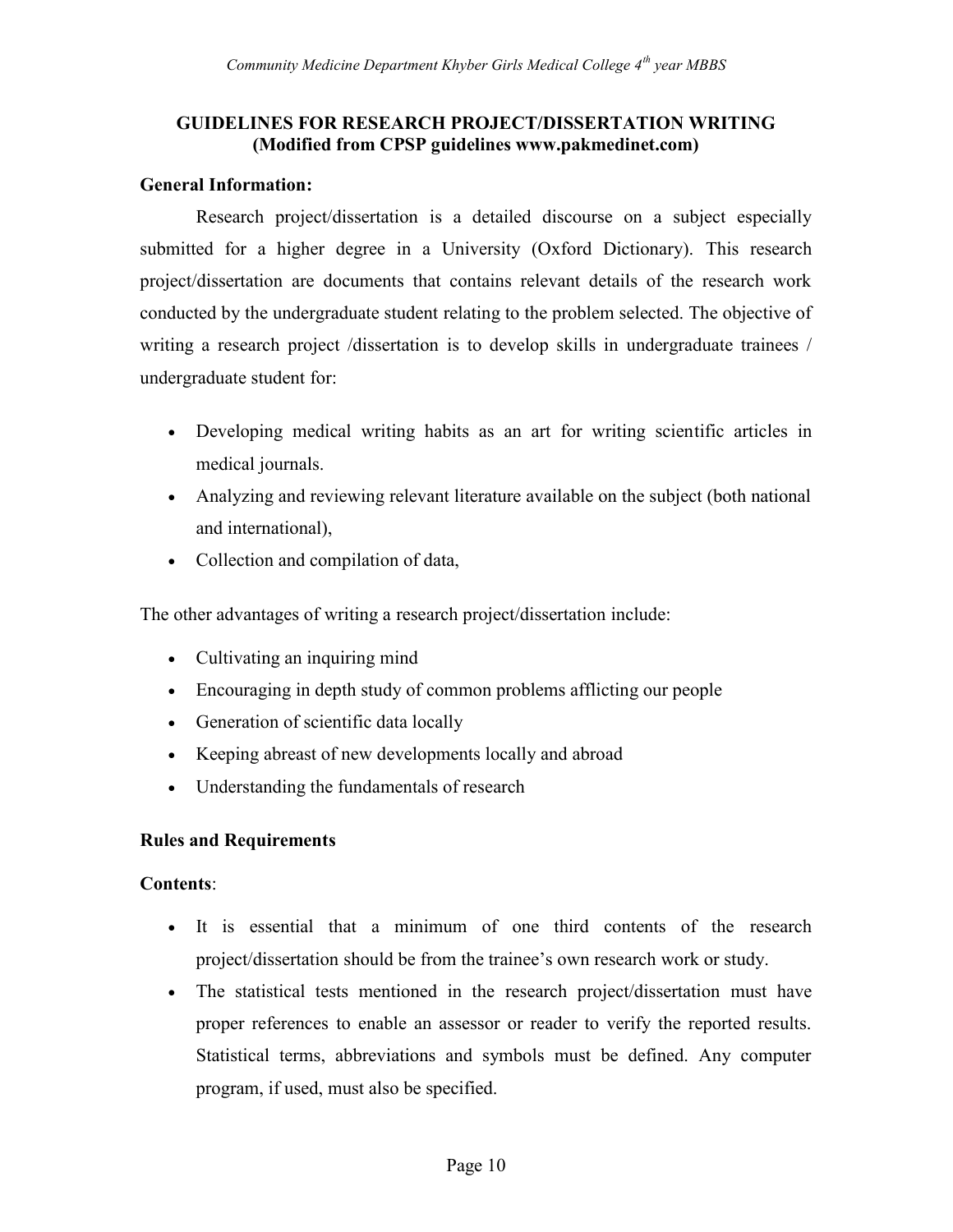## GUIDELINES FOR RESEARCH PROJECT/DISSERTATION WRITING (Modified from CPSP guidelines www.pakmedinet.com)

### General Information:

Research project/dissertation is a detailed discourse on a subject especially submitted for a higher degree in a University (Oxford Dictionary). This research project/dissertation are documents that contains relevant details of the research work conducted by the undergraduate student relating to the problem selected. The objective of writing a research project /dissertation is to develop skills in undergraduate trainees / undergraduate student for:

- Developing medical writing habits as an art for writing scientific articles in medical journals.
- Analyzing and reviewing relevant literature available on the subject (both national and international),
- Collection and compilation of data,

The other advantages of writing a research project/dissertation include:

- Cultivating an inquiring mind
- Encouraging in depth study of common problems afflicting our people
- Generation of scientific data locally
- Keeping abreast of new developments locally and abroad
- Understanding the fundamentals of research

### Rules and Requirements

**Contents**:

- It is essential that a minimum of one third contents of the research project/dissertation should be from the trainee's own research work or study.
- The statistical tests mentioned in the research project/dissertation must have proper references to enable an assessor or reader to verify the reported results. Statistical terms, abbreviations and symbols must be defined. Any computer program, if used, must also be specified.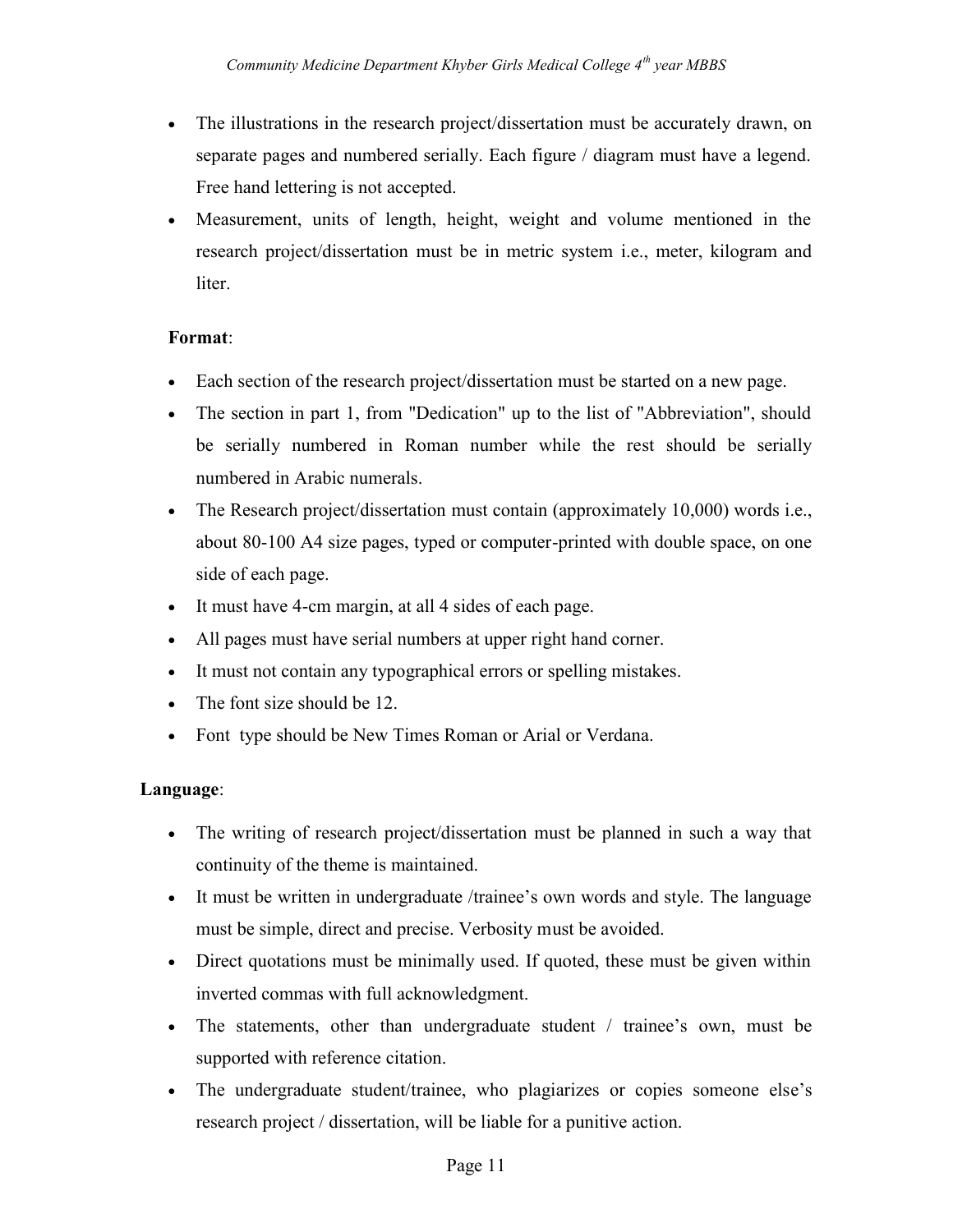- The illustrations in the research project/dissertation must be accurately drawn, on separate pages and numbered serially. Each figure / diagram must have a legend. Free hand lettering is not accepted.
- Measurement, units of length, height, weight and volume mentioned in the research project/dissertation must be in metric system i.e., meter, kilogram and liter.

**Format**:

- Each section of the research project/dissertation must be started on a new page.
- The section in part 1, from "Dedication" up to the list of "Abbreviation", should be serially numbered in Roman number while the rest should be serially numbered in Arabic numerals.
- The Research project/dissertation must contain (approximately 10,000) words i.e., about 80-100 A4 size pages, typed or computer-printed with double space, on one side of each page.
- It must have 4-cm margin, at all 4 sides of each page.
- All pages must have serial numbers at upper right hand corner.
- It must not contain any typographical errors or spelling mistakes.
- The font size should be 12.
- Font type should be New Times Roman or Arial or Verdana.

**Language**:

- The writing of research project/dissertation must be planned in such a way that continuity of the theme is maintained.
- It must be written in undergraduate /trainee's own words and style. The language must be simple, direct and precise. Verbosity must be avoided.
- Direct quotations must be minimally used. If quoted, these must be given within inverted commas with full acknowledgment.
- The statements, other than undergraduate student / trainee's own, must be supported with reference citation.
- The undergraduate student/trainee, who plagiarizes or copies someone else's research project / dissertation, will be liable for a punitive action.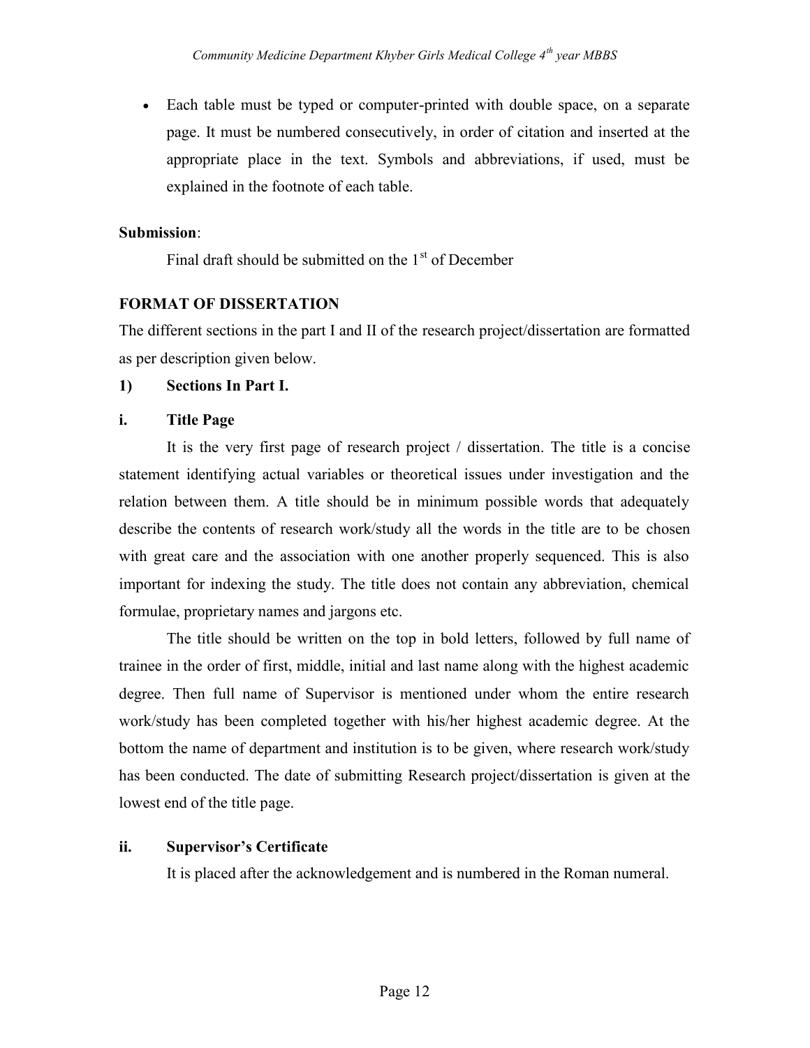- Each table must be typed or computer-printed with double space, on a separate page. It must be numbered consecutively, in order of citation and inserted at the appropriate place in the text. Symbols and abbreviations, if used, must be explained in the footnote of each table.

**Submission**:

Final draft should be submitted on the 1st of December

**FORMAT OF DISSERTATION**

The different sections in the part I and II of the research project/dissertation are formatted as per description given below.

**1) Sections In Part I.**

**i. Title Page**

It is the very first page of research project / dissertation. The title is a concise statement identifying actual variables or theoretical issues under investigation and the relation between them. A title should be in minimum possible words that adequately describe the contents of research work/study all the words in the title are to be chosen with great care and the association with one another properly sequenced. This is also important for indexing the study. The title does not contain any abbreviation, chemical formulae, proprietary names and jargons etc.

The title should be written on the top in bold letters, followed by full name of trainee in the order of first, middle, initial and last name along with the highest academic degree. Then full name of Supervisor is mentioned under whom the entire research work/study has been completed together with his/her highest academic degree. At the bottom the name of department and institution is to be given, where research work/study has been conducted. The date of submitting Research project/dissertation is given at the lowest end of the title page.

**ii. Supervisor's Certificate**

It is placed after the acknowledgement and is numbered in the Roman numeral.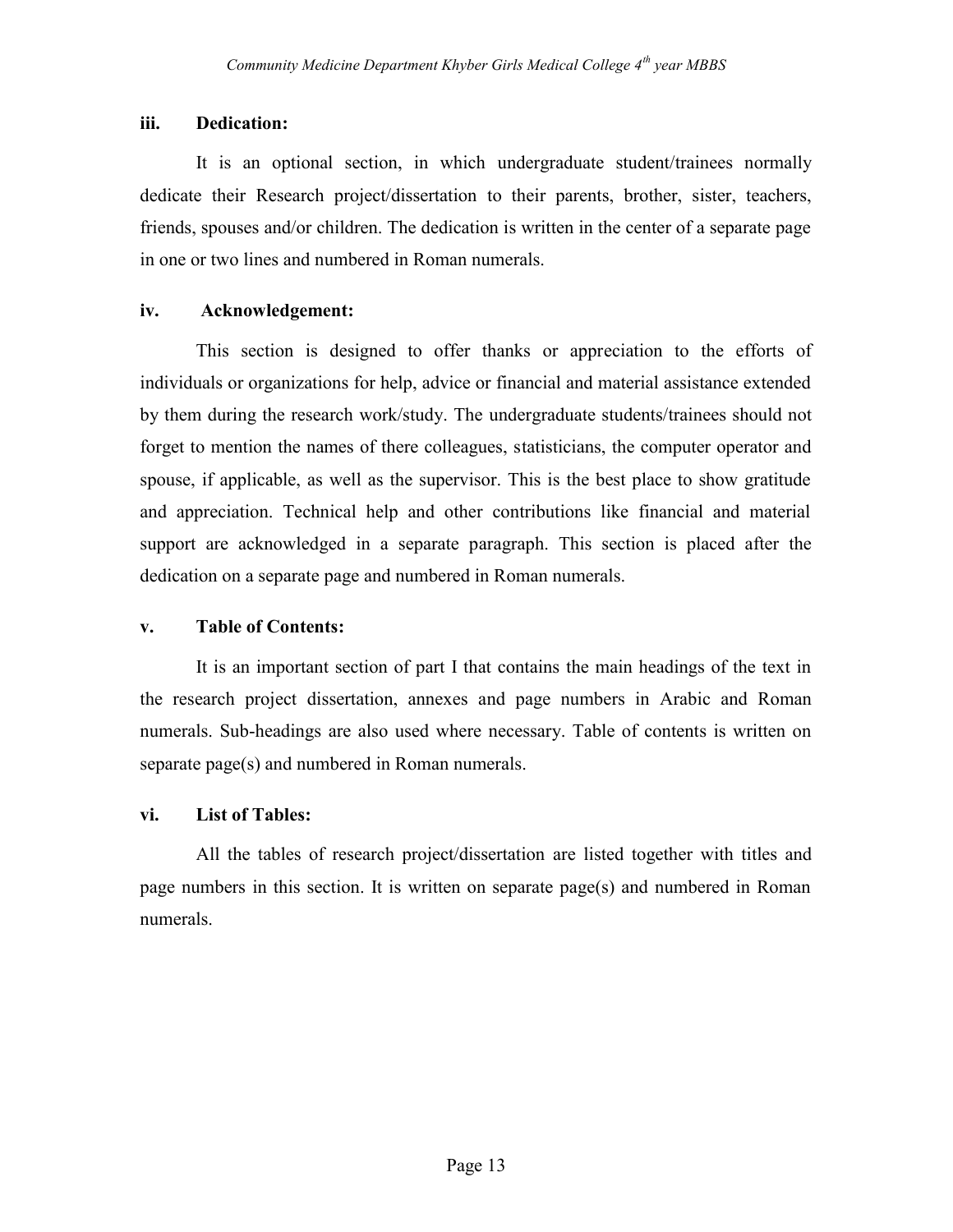### iii. Dedication:

It is an optional section, in which undergraduate student/trainees normally dedicate their Research project/dissertation to their parents, brother, sister, teachers, friends, spouses and/or children. The dedication is written in the center of a separate page in one or two lines and numbered in Roman numerals.

### iv. Acknowledgement:

This section is designed to offer thanks or appreciation to the efforts of individuals or organizations for help, advice or financial and material assistance extended by them during the research work/study. The undergraduate students/trainees should not forget to mention the names of there colleagues, statisticians, the computer operator and spouse, if applicable, as well as the supervisor. This is the best place to show gratitude and appreciation. Technical help and other contributions like financial and material support are acknowledged in a separate paragraph. This section is placed after the dedication on a separate page and numbered in Roman numerals.

### v. Table of Contents:

It is an important section of part I that contains the main headings of the text in the research project dissertation, annexes and page numbers in Arabic and Roman numerals. Sub-headings are also used where necessary. Table of contents is written on separate page(s) and numbered in Roman numerals.

### vi. List of Tables:

All the tables of research project/dissertation are listed together with titles and page numbers in this section. It is written on separate page(s) and numbered in Roman numerals.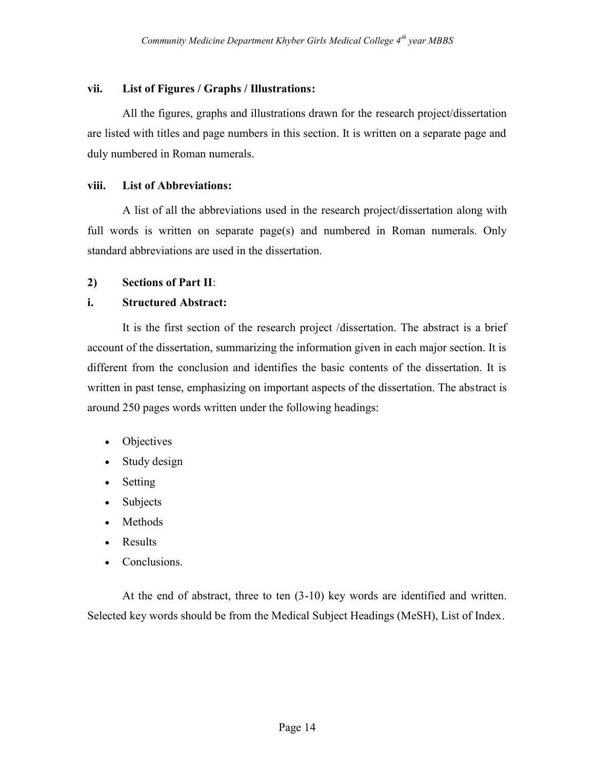**vii. List of Figures / Graphs / Illustrations:**

All the figures, graphs and illustrations drawn for the research project/dissertation are listed with titles and page numbers in this section. It is written on a separate page and duly numbered in Roman numerals.

**viii. List of Abbreviations:**

A list of all the abbreviations used in the research project/dissertation along with full words is written on separate page(s) and numbered in Roman numerals. Only standard abbreviations are used in the dissertation.

**2) Sections of Part II**:

**i. Structured Abstract:**

It is the first section of the research project /dissertation. The abstract is a brief account of the dissertation, summarizing the information given in each major section. It is different from the conclusion and identifies the basic contents of the dissertation. It is written in past tense, emphasizing on important aspects of the dissertation. The abstract is around 250 pages words written under the following headings:

- Objectives
- Study design
- Setting
- Subjects
- Methods
- Results
- Conclusions.

At the end of abstract, three to ten (3-10) key words are identified and written. Selected key words should be from the Medical Subject Headings (MeSH), List of Index.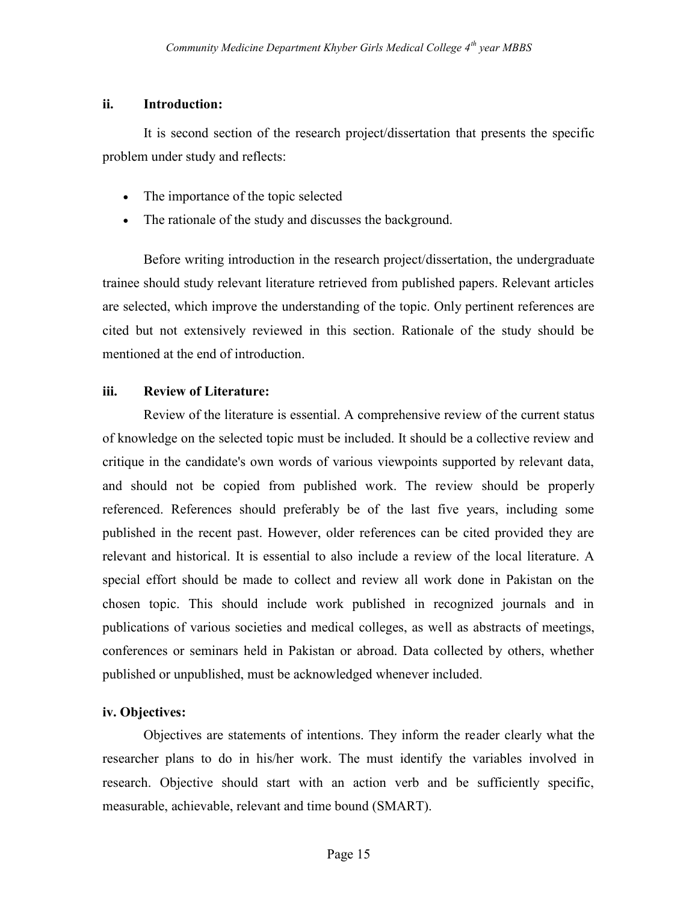### ii. Introduction:

It is second section of the research project/dissertation that presents the specific problem under study and reflects:

- The importance of the topic selected
- The rationale of the study and discusses the background.

Before writing introduction in the research project/dissertation, the undergraduate trainee should study relevant literature retrieved from published papers. Relevant articles are selected, which improve the understanding of the topic. Only pertinent references are cited but not extensively reviewed in this section. Rationale of the study should be mentioned at the end of introduction.

### iii. Review of Literature:

Review of the literature is essential. A comprehensive review of the current status of knowledge on the selected topic must be included. It should be a collective review and critique in the candidate's own words of various viewpoints supported by relevant data, and should not be copied from published work. The review should be properly referenced. References should preferably be of the last five years, including some published in the recent past. However, older references can be cited provided they are relevant and historical. It is essential to also include a review of the local literature. A special effort should be made to collect and review all work done in Pakistan on the chosen topic. This should include work published in recognized journals and in publications of various societies and medical colleges, as well as abstracts of meetings, conferences or seminars held in Pakistan or abroad. Data collected by others, whether published or unpublished, must be acknowledged whenever included.

### iv. Objectives:

Objectives are statements of intentions. They inform the reader clearly what the researcher plans to do in his/her work. The must identify the variables involved in research. Objective should start with an action verb and be sufficiently specific, measurable, achievable, relevant and time bound (SMART).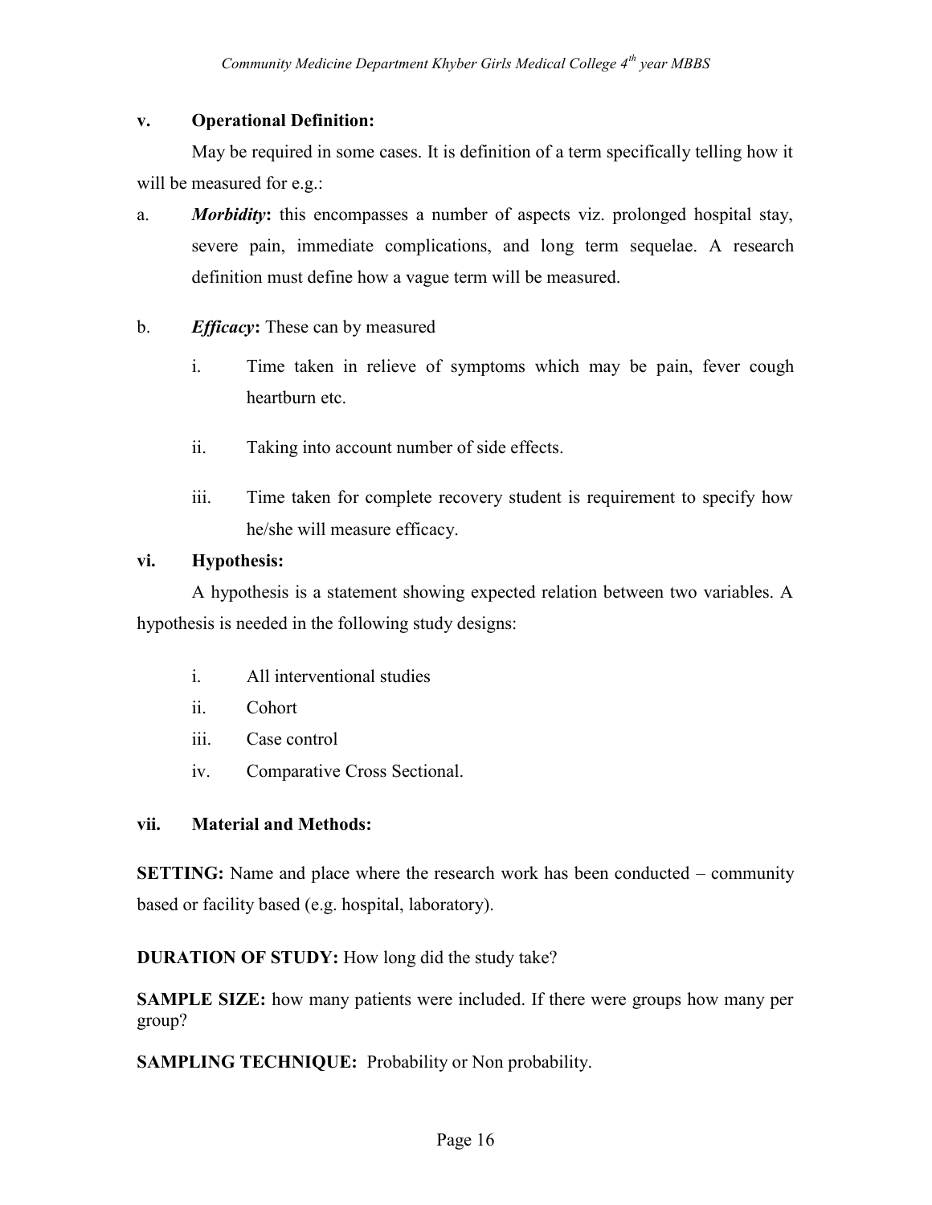### v. Operational Definition:

May be required in some cases. It is definition of a term specifically telling how it will be measured for e.g.:

a. ***Morbidity*****:** this encompasses a number of aspects viz. prolonged hospital stay, severe pain, immediate complications, and long term sequelae. A research definition must define how a vague term will be measured.

b. ***Efficacy*****:** These can by measured

   i. Time taken in relieve of symptoms which may be pain, fever cough heartburn etc.

   ii. Taking into account number of side effects.

   iii. Time taken for complete recovery student is requirement to specify how he/she will measure efficacy.

### vi. Hypothesis:

A hypothesis is a statement showing expected relation between two variables. A hypothesis is needed in the following study designs:

i. All interventional studies
ii. Cohort
iii. Case control
iv. Comparative Cross Sectional.

### vii. Material and Methods:

**SETTING:** Name and place where the research work has been conducted – community based or facility based (e.g. hospital, laboratory).

**DURATION OF STUDY:** How long did the study take?

**SAMPLE SIZE:** how many patients were included. If there were groups how many per group?

**SAMPLING TECHNIQUE:** Probability or Non probability.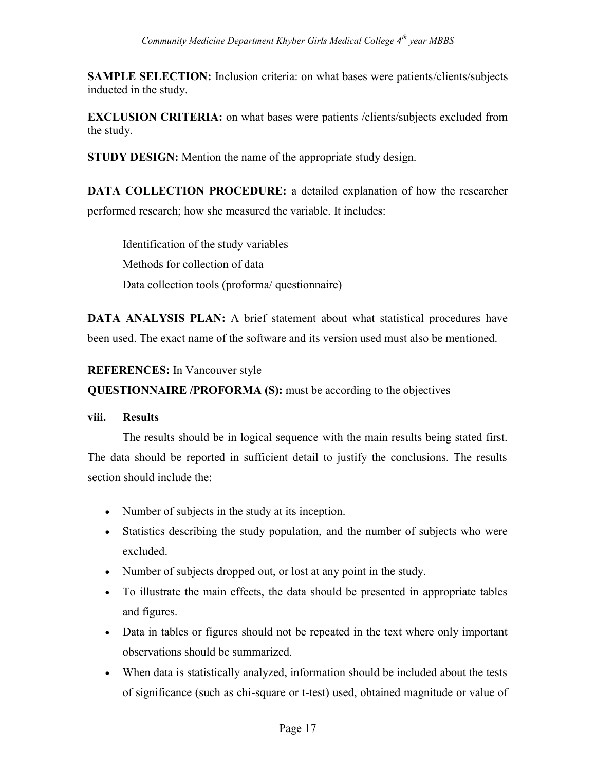**SAMPLE SELECTION:** Inclusion criteria: on what bases were patients/clients/subjects inducted in the study.

**EXCLUSION CRITERIA:** on what bases were patients /clients/subjects excluded from the study.

**STUDY DESIGN:** Mention the name of the appropriate study design.

**DATA COLLECTION PROCEDURE:** a detailed explanation of how the researcher performed research; how she measured the variable. It includes:

Identification of the study variables

Methods for collection of data

Data collection tools (proforma/ questionnaire)

**DATA ANALYSIS PLAN:** A brief statement about what statistical procedures have been used. The exact name of the software and its version used must also be mentioned.

**REFERENCES:** In Vancouver style

**QUESTIONNAIRE /PROFORMA (S):** must be according to the objectives

### viii. Results

The results should be in logical sequence with the main results being stated first. The data should be reported in sufficient detail to justify the conclusions. The results section should include the:

- Number of subjects in the study at its inception.
- Statistics describing the study population, and the number of subjects who were excluded.
- Number of subjects dropped out, or lost at any point in the study.
- To illustrate the main effects, the data should be presented in appropriate tables and figures.
- Data in tables or figures should not be repeated in the text where only important observations should be summarized.
- When data is statistically analyzed, information should be included about the tests of significance (such as chi-square or t-test) used, obtained magnitude or value of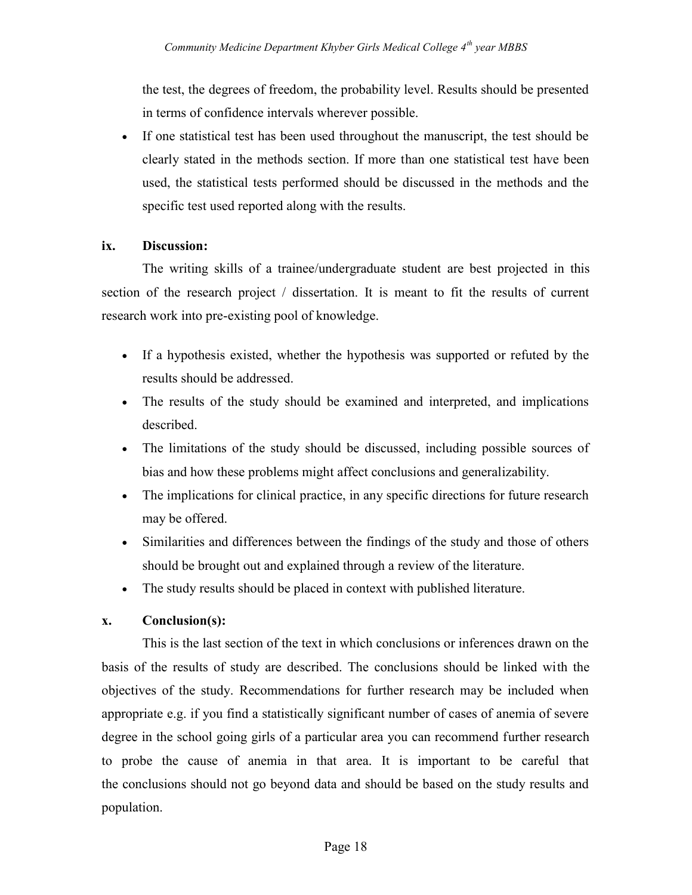the test, the degrees of freedom, the probability level. Results should be presented in terms of confidence intervals wherever possible.

- If one statistical test has been used throughout the manuscript, the test should be clearly stated in the methods section. If more than one statistical test have been used, the statistical tests performed should be discussed in the methods and the specific test used reported along with the results.

### ix. Discussion:

The writing skills of a trainee/undergraduate student are best projected in this section of the research project / dissertation. It is meant to fit the results of current research work into pre-existing pool of knowledge.

- If a hypothesis existed, whether the hypothesis was supported or refuted by the results should be addressed.
- The results of the study should be examined and interpreted, and implications described.
- The limitations of the study should be discussed, including possible sources of bias and how these problems might affect conclusions and generalizability.
- The implications for clinical practice, in any specific directions for future research may be offered.
- Similarities and differences between the findings of the study and those of others should be brought out and explained through a review of the literature.
- The study results should be placed in context with published literature.

### x. Conclusion(s):

This is the last section of the text in which conclusions or inferences drawn on the basis of the results of study are described. The conclusions should be linked with the objectives of the study. Recommendations for further research may be included when appropriate e.g. if you find a statistically significant number of cases of anemia of severe degree in the school going girls of a particular area you can recommend further research to probe the cause of anemia in that area. It is important to be careful that the conclusions should not go beyond data and should be based on the study results and population.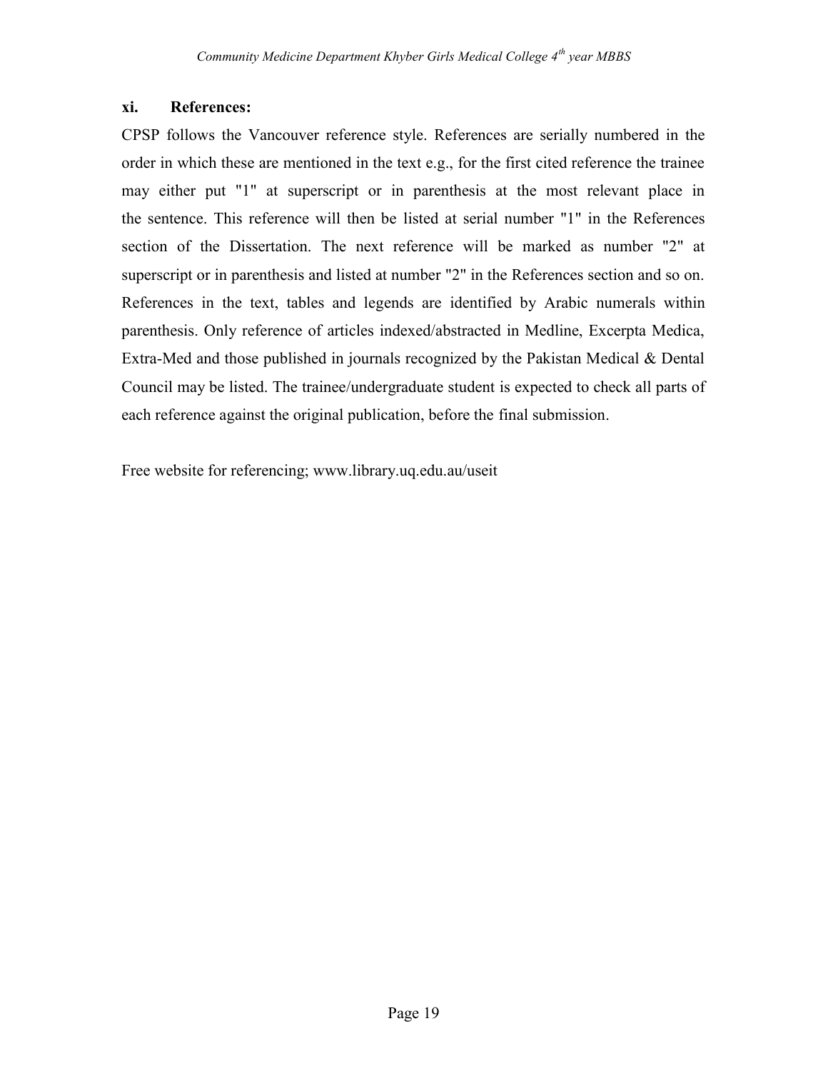### xi. References:

CPSP follows the Vancouver reference style. References are serially numbered in the order in which these are mentioned in the text e.g., for the first cited reference the trainee may either put "1" at superscript or in parenthesis at the most relevant place in the sentence. This reference will then be listed at serial number "1" in the References section of the Dissertation. The next reference will be marked as number "2" at superscript or in parenthesis and listed at number "2" in the References section and so on. References in the text, tables and legends are identified by Arabic numerals within parenthesis. Only reference of articles indexed/abstracted in Medline, Excerpta Medica, Extra-Med and those published in journals recognized by the Pakistan Medical & Dental Council may be listed. The trainee/undergraduate student is expected to check all parts of each reference against the original publication, before the final submission.

Free website for referencing; www.library.uq.edu.au/useit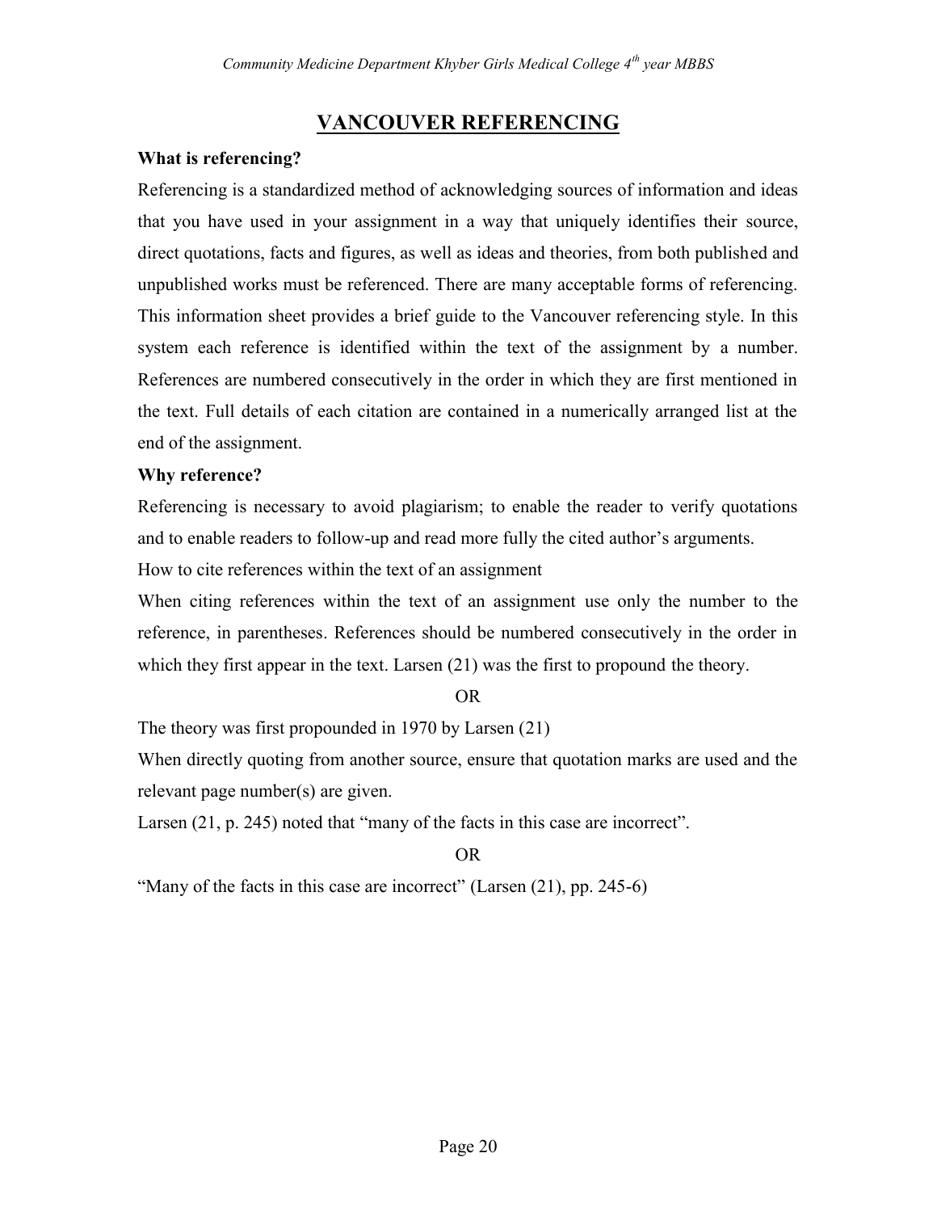# VANCOUVER REFERENCING

**What is referencing?**

Referencing is a standardized method of acknowledging sources of information and ideas that you have used in your assignment in a way that uniquely identifies their source, direct quotations, facts and figures, as well as ideas and theories, from both published and unpublished works must be referenced. There are many acceptable forms of referencing. This information sheet provides a brief guide to the Vancouver referencing style. In this system each reference is identified within the text of the assignment by a number. References are numbered consecutively in the order in which they are first mentioned in the text. Full details of each citation are contained in a numerically arranged list at the end of the assignment.

**Why reference?**

Referencing is necessary to avoid plagiarism; to enable the reader to verify quotations and to enable readers to follow-up and read more fully the cited author's arguments.

How to cite references within the text of an assignment

When citing references within the text of an assignment use only the number to the reference, in parentheses. References should be numbered consecutively in the order in which they first appear in the text. Larsen (21) was the first to propound the theory.

OR

The theory was first propounded in 1970 by Larsen (21)

When directly quoting from another source, ensure that quotation marks are used and the relevant page number(s) are given.

Larsen (21, p. 245) noted that "many of the facts in this case are incorrect".

OR

"Many of the facts in this case are incorrect" (Larsen (21), pp. 245-6)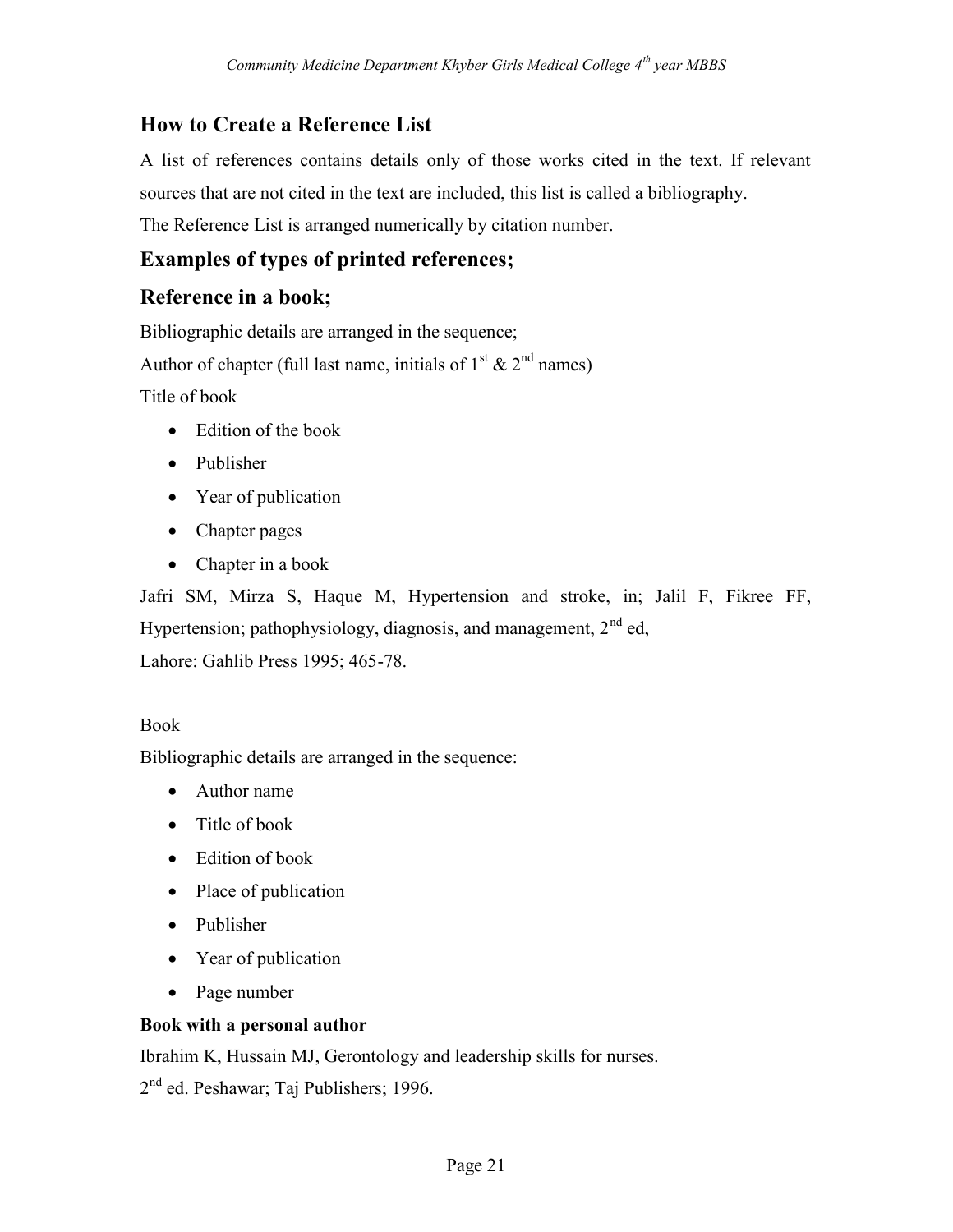## How to Create a Reference List

A list of references contains details only of those works cited in the text. If relevant sources that are not cited in the text are included, this list is called a bibliography.

The Reference List is arranged numerically by citation number.

## Examples of types of printed references;

## Reference in a book;

Bibliographic details are arranged in the sequence;

Author of chapter (full last name, initials of 1st & 2nd names)

Title of book

- Edition of the book
- Publisher
- Year of publication
- Chapter pages
- Chapter in a book

Jafri SM, Mirza S, Haque M, Hypertension and stroke, in; Jalil F, Fikree FF, Hypertension; pathophysiology, diagnosis, and management, 2nd ed,
Lahore: Gahlib Press 1995; 465-78.

Book

Bibliographic details are arranged in the sequence:

- Author name
- Title of book
- Edition of book
- Place of publication
- Publisher
- Year of publication
- Page number

**Book with a personal author**

Ibrahim K, Hussain MJ, Gerontology and leadership skills for nurses.
2nd ed. Peshawar; Taj Publishers; 1996.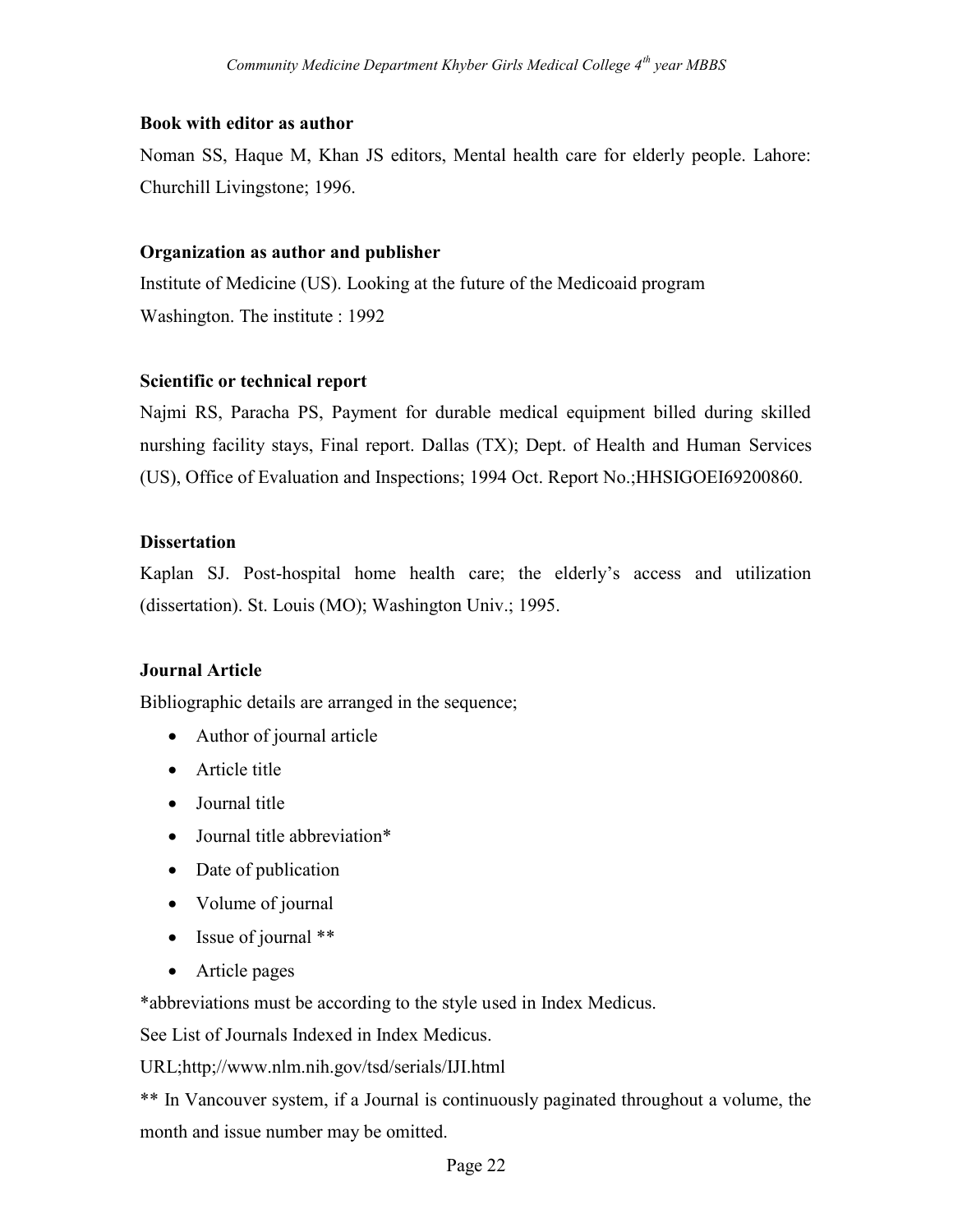**Book with editor as author**

Noman SS, Haque M, Khan JS editors, Mental health care for elderly people. Lahore: Churchill Livingstone; 1996.

**Organization as author and publisher**

Institute of Medicine (US). Looking at the future of the Medicoaid program
Washington. The institute : 1992

**Scientific or technical report**

Najmi RS, Paracha PS, Payment for durable medical equipment billed during skilled nurshing facility stays, Final report. Dallas (TX); Dept. of Health and Human Services (US), Office of Evaluation and Inspections; 1994 Oct. Report No.;HHSIGOEI69200860.

**Dissertation**

Kaplan SJ. Post-hospital home health care; the elderly's access and utilization (dissertation). St. Louis (MO); Washington Univ.; 1995.

**Journal Article**

Bibliographic details are arranged in the sequence;

- Author of journal article
- Article title
- Journal title
- Journal title abbreviation*
- Date of publication
- Volume of journal
- Issue of journal **
- Article pages

*abbreviations must be according to the style used in Index Medicus.

See List of Journals Indexed in Index Medicus.

URL;http;//www.nlm.nih.gov/tsd/serials/IJI.html

** In Vancouver system, if a Journal is continuously paginated throughout a volume, the month and issue number may be omitted.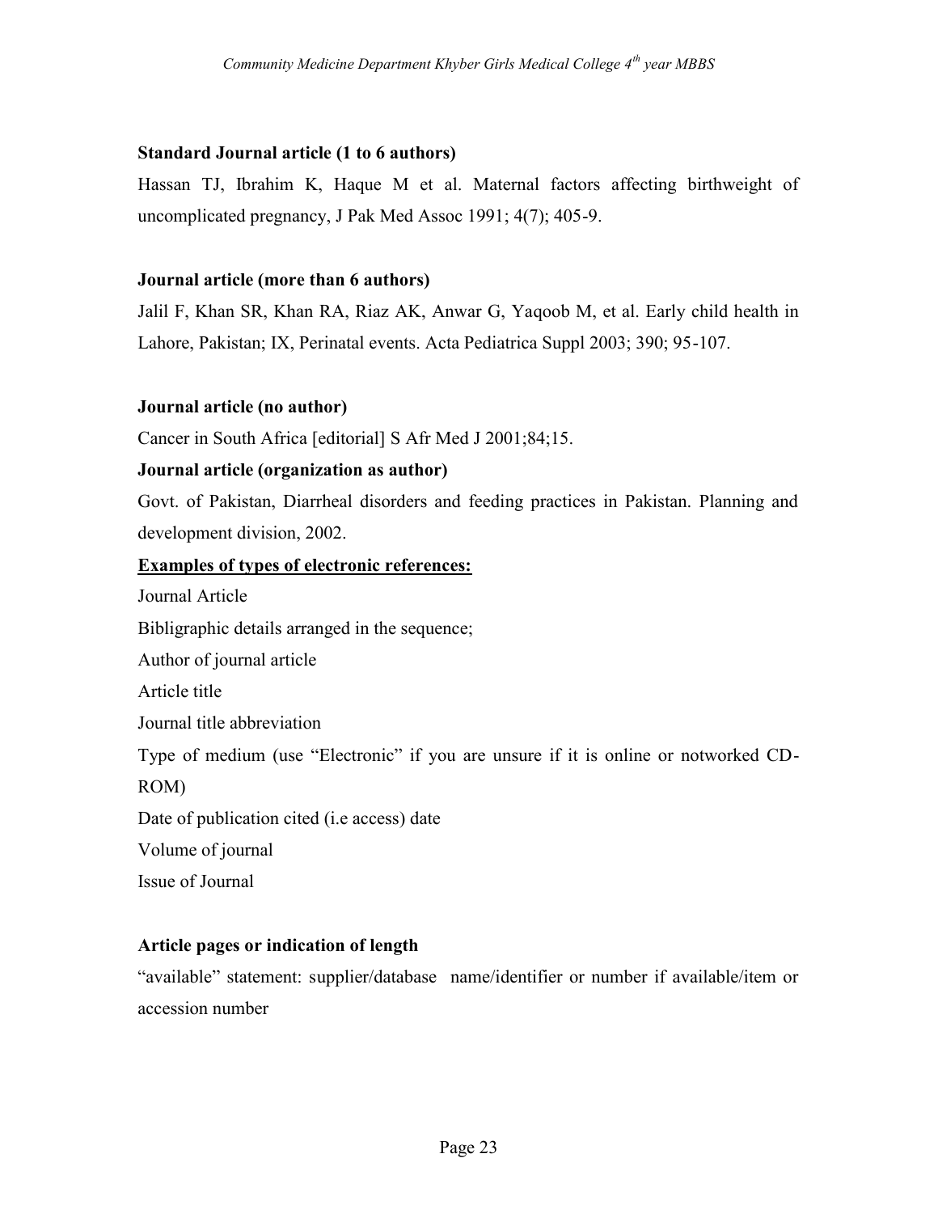**Standard Journal article (1 to 6 authors)**

Hassan TJ, Ibrahim K, Haque M et al. Maternal factors affecting birthweight of uncomplicated pregnancy, J Pak Med Assoc 1991; 4(7); 405-9.

**Journal article (more than 6 authors)**

Jalil F, Khan SR, Khan RA, Riaz AK, Anwar G, Yaqoob M, et al. Early child health in Lahore, Pakistan; IX, Perinatal events. Acta Pediatrica Suppl 2003; 390; 95-107.

**Journal article (no author)**

Cancer in South Africa [editorial] S Afr Med J 2001;84;15.

**Journal article (organization as author)**

Govt. of Pakistan, Diarrheal disorders and feeding practices in Pakistan. Planning and development division, 2002.

**<u>Examples of types of electronic references:</u>**

Journal Article

Bibligraphic details arranged in the sequence;

Author of journal article

Article title

Journal title abbreviation

Type of medium (use "Electronic" if you are unsure if it is online or notworked CD-ROM)

Date of publication cited (i.e access) date

Volume of journal

Issue of Journal

**Article pages or indication of length**

"available" statement: supplier/database name/identifier or number if available/item or accession number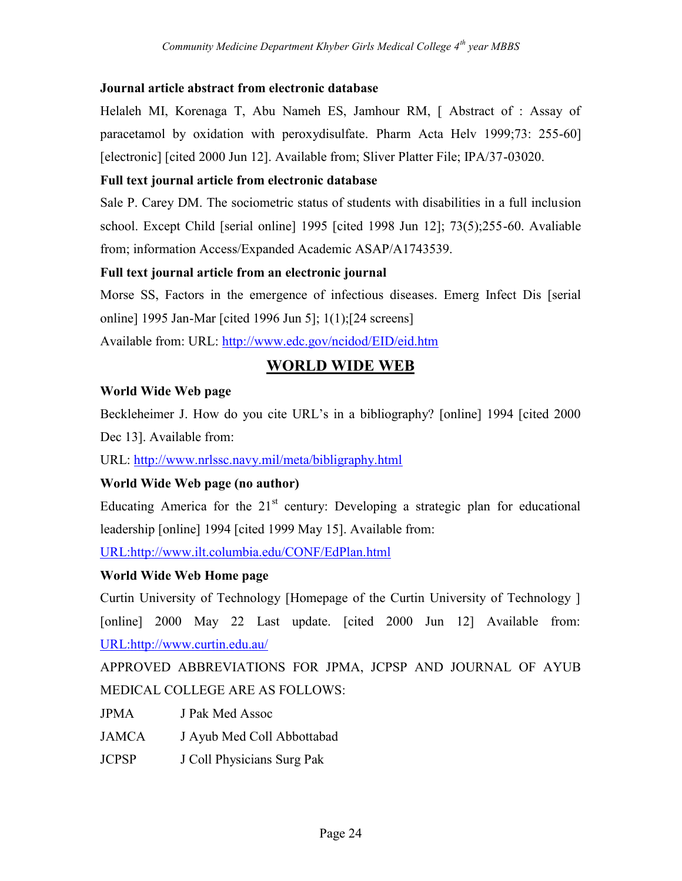**Journal article abstract from electronic database**

Helaleh MI, Korenaga T, Abu Nameh ES, Jamhour RM, [ Abstract of : Assay of paracetamol by oxidation with peroxydisulfate. Pharm Acta Helv 1999;73: 255-60] [electronic] [cited 2000 Jun 12]. Available from; Sliver Platter File; IPA/37-03020.

**Full text journal article from electronic database**

Sale P. Carey DM. The sociometric status of students with disabilities in a full inclusion school. Except Child [serial online] 1995 [cited 1998 Jun 12]; 73(5);255-60. Avaliable from; information Access/Expanded Academic ASAP/A1743539.

**Full text journal article from an electronic journal**

Morse SS, Factors in the emergence of infectious diseases. Emerg Infect Dis [serial online] 1995 Jan-Mar [cited 1996 Jun 5]; 1(1);[24 screens]

Available from: URL: http://www.edc.gov/ncidod/EID/eid.htm

## WORLD WIDE WEB

**World Wide Web page**

Beckleheimer J. How do you cite URL's in a bibliography? [online] 1994 [cited 2000 Dec 13]. Available from:

URL: http://www.nrlssc.navy.mil/meta/bibligraphy.html

**World Wide Web page (no author)**

Educating America for the 21st century: Developing a strategic plan for educational leadership [online] 1994 [cited 1999 May 15]. Available from:

URL:http://www.ilt.columbia.edu/CONF/EdPlan.html

**World Wide Web Home page**

Curtin University of Technology [Homepage of the Curtin University of Technology ] [online] 2000 May 22 Last update. [cited 2000 Jun 12] Available from: URL:http://www.curtin.edu.au/

APPROVED ABBREVIATIONS FOR JPMA, JCPSP AND JOURNAL OF AYUB MEDICAL COLLEGE ARE AS FOLLOWS:

| | |
|---|---|
| JPMA | J Pak Med Assoc |
| JAMCA | J Ayub Med Coll Abbottabad |
| JCPSP | J Coll Physicians Surg Pak |